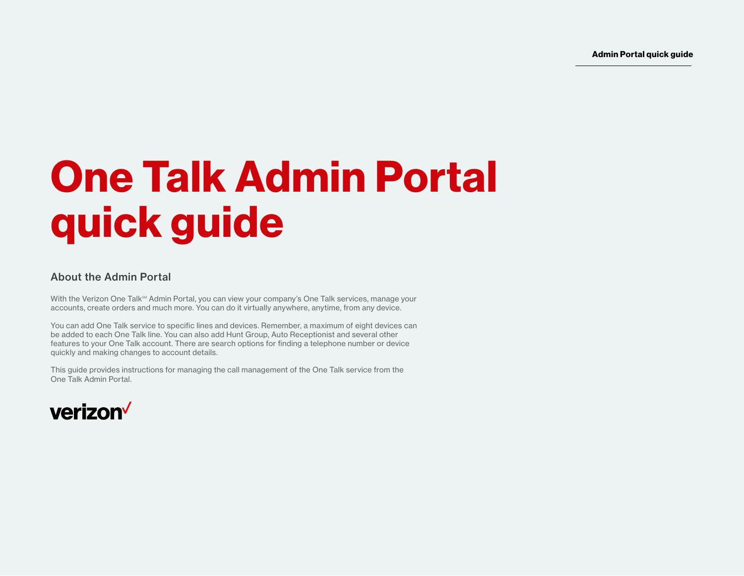# One Talk Admin Portal quick guide

## About the Admin Portal

With the Verizon One Talk℠ Admin Portal, you can view your company's One Talk services, manage your accounts, create orders and much more. You can do it virtually anywhere, anytime, from any device.

You can add One Talk service to specific lines and devices. Remember, a maximum of eight devices can be added to each One Talk line. You can also add Hunt Group, Auto Receptionist and several other features to your One Talk account. There are search options for finding a telephone number or device quickly and making changes to account details.

This guide provides instructions for managing the call management of the One Talk service from the One Talk Admin Portal.

verizon✓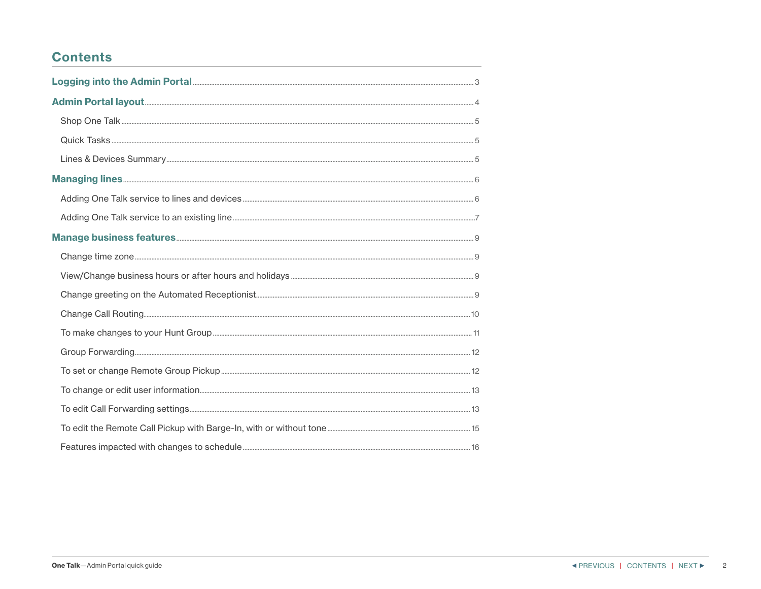# Contents

**Logging into the Admin Portal** ... 3

**Admin Portal layout** ... 4

- Shop One Talk ... 5
- Quick Tasks ... 5
- Lines & Devices Summary ... 5

**Managing lines** ... 6

- Adding One Talk service to lines and devices ... 6
- Adding One Talk service to an existing line ... 7

**Manage business features** ... 9

- Change time zone ... 9
- View/Change business hours or after hours and holidays ... 9
- Change greeting on the Automated Receptionist ... 9
- Change Call Routing. ... 10
- To make changes to your Hunt Group ... 11
- Group Forwarding ... 12
- To set or change Remote Group Pickup ... 12
- To change or edit user information ... 13
- To edit Call Forwarding settings ... 13
- To edit the Remote Call Pickup with Barge-In, with or without tone ... 15
- Features impacted with changes to schedule ... 16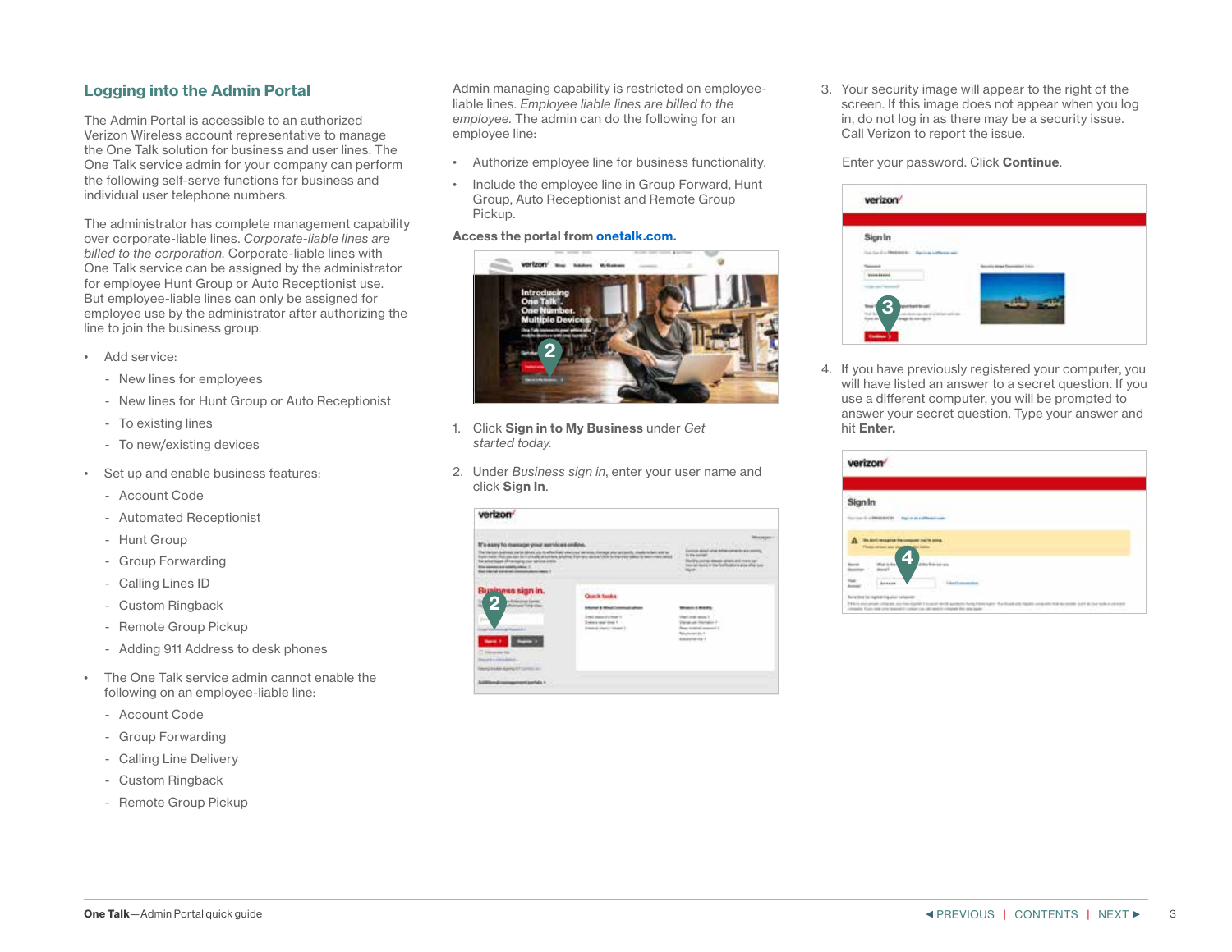## Logging into the Admin Portal

The Admin Portal is accessible to an authorized Verizon Wireless account representative to manage the One Talk solution for business and user lines. The One Talk service admin for your company can perform the following self-serve functions for business and individual user telephone numbers.

The administrator has complete management capability over corporate-liable lines. *Corporate-liable lines are billed to the corporation.* Corporate-liable lines with One Talk service can be assigned by the administrator for employee Hunt Group or Auto Receptionist use. But employee-liable lines can only be assigned for employee use by the administrator after authorizing the line to join the business group.

- Add service:
  - New lines for employees
  - New lines for Hunt Group or Auto Receptionist
  - To existing lines
  - To new/existing devices
- Set up and enable business features:
  - Account Code
  - Automated Receptionist
  - Hunt Group
  - Group Forwarding
  - Calling Lines ID
  - Custom Ringback
  - Remote Group Pickup
  - Adding 911 Address to desk phones
- The One Talk service admin cannot enable the following on an employee-liable line:
  - Account Code
  - Group Forwarding
  - Calling Line Delivery
  - Custom Ringback
  - Remote Group Pickup

Admin managing capability is restricted on employee-liable lines. *Employee liable lines are billed to the employee.* The admin can do the following for an employee line:

- Authorize employee line for business functionality.
- Include the employee line in Group Forward, Hunt Group, Auto Receptionist and Remote Group Pickup.

**Access the portal from onetalk.com.**

1. Click **Sign in to My Business** under *Get started today.*
2. Under *Business sign in*, enter your user name and click **Sign In**.
3. Your security image will appear to the right of the screen. If this image does not appear when you log in, do not log in as there may be a security issue. Call Verizon to report the issue.

   Enter your password. Click **Continue**.

4. If you have previously registered your computer, you will have listed an answer to a secret question. If you use a different computer, you will be prompted to answer your secret question. Type your answer and hit **Enter.**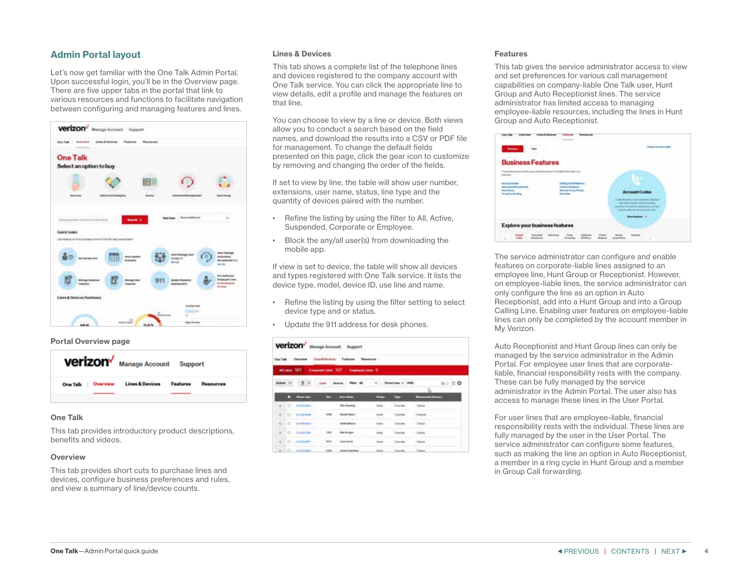## Admin Portal layout

Let's now get familiar with the One Talk Admin Portal. Upon successful login, you'll be in the Overview page. There are five upper tabs in the portal that link to various resources and functions to facilitate navigation between configuring and managing features and lines.

Portal Overview page

### One Talk

This tab provides introductory product descriptions, benefits and videos.

### Overview

This tab provides short cuts to purchase lines and devices, configure business preferences and rules, and view a summary of line/device counts.

### Lines & Devices

This tab shows a complete list of the telephone lines and devices registered to the company account with One Talk service. You can click the appropriate line to view details, edit a profile and manage the features on that line.

You can choose to view by a line or device. Both views allow you to conduct a search based on the field names, and download the results into a CSV or PDF file for management. To change the default fields presented on this page, click the gear icon to customize by removing and changing the order of the fields.

If set to view by line, the table will show user number, extensions, user name, status, line type and the quantity of devices paired with the number.

- Refine the listing by using the filter to All, Active, Suspended, Corporate or Employee.
- Block the any/all user(s) from downloading the mobile app.

If view is set to device, the table will show all devices and types registered with One Talk service. It lists the device type, model, device ID, use line and name.

- Refine the listing by using the filter setting to select device type and or status.
- Update the 911 address for desk phones.

### Features

This tab gives the service administrator access to view and set preferences for various call management capabilities on company-liable One Talk user, Hunt Group and Auto Receptionist lines. The service administrator has limited access to managing employee-liable resources, including the lines in Hunt Group and Auto Receptionist.

The service administrator can configure and enable features on corporate-liable lines assigned to an employee line, Hunt Group or Receptionist. However, on employee-liable lines, the service administrator can only configure the line as an option in Auto Receptionist, add into a Hunt Group and into a Group Calling Line. Enabling user features on employee-liable lines can only be completed by the account member in My Verizon.

Auto Receptionist and Hunt Group lines can only be managed by the service administrator in the Admin Portal. For employee user lines that are corporate-liable, financial responsibility rests with the company. These can be fully managed by the service administrator in the Admin Portal. The user also has access to manage these lines in the User Portal.

For user lines that are employee-liable, financial responsibility rests with the individual. These lines are fully managed by the user in the User Portal. The service administrator can configure some features, such as making the line an option in Auto Receptionist, a member in a ring cycle in Hunt Group and a member in Group Call forwarding.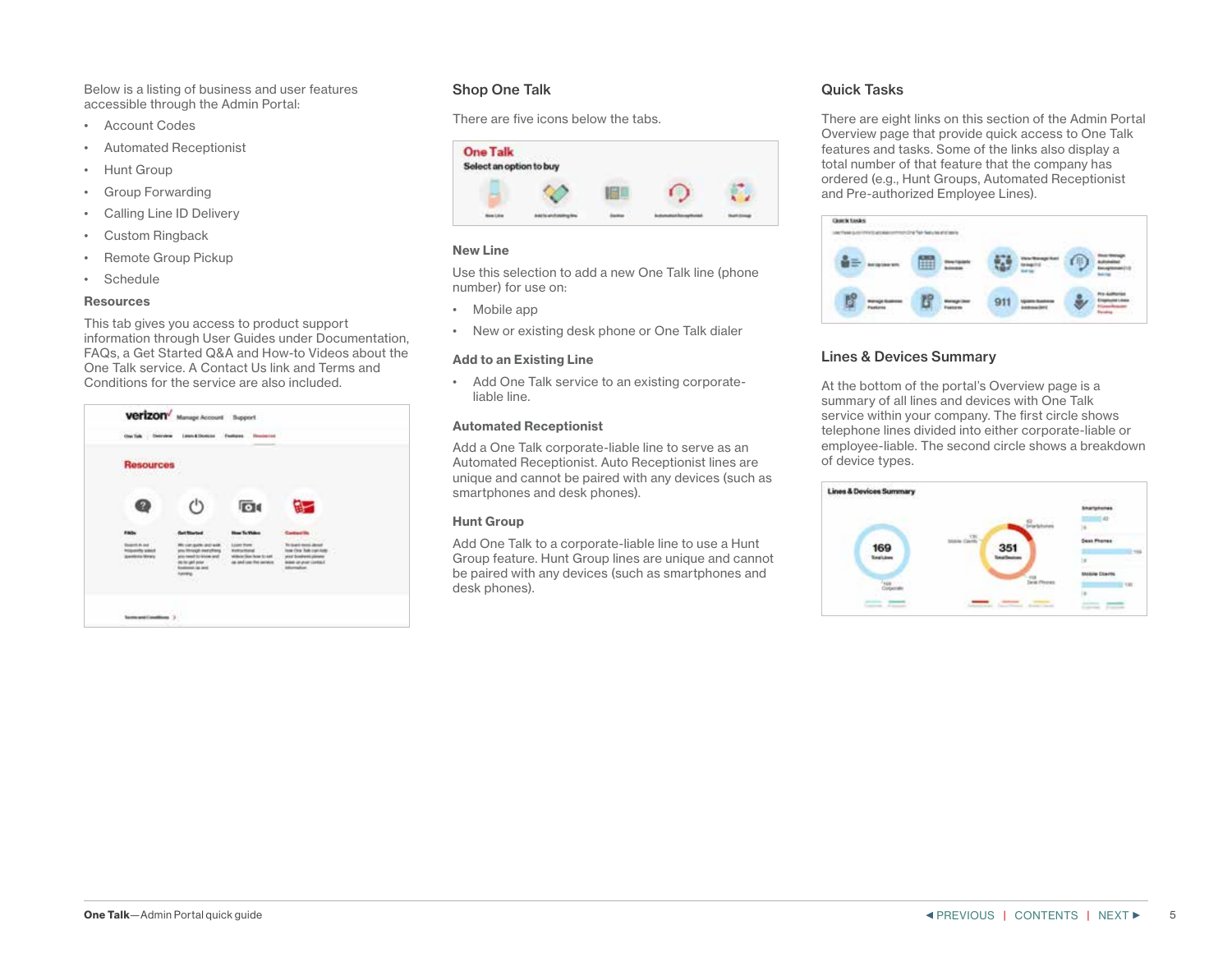Below is a listing of business and user features accessible through the Admin Portal:

- Account Codes
- Automated Receptionist
- Hunt Group
- Group Forwarding
- Calling Line ID Delivery
- Custom Ringback
- Remote Group Pickup
- Schedule

### Resources

This tab gives you access to product support information through User Guides under Documentation, FAQs, a Get Started Q&A and How-to Videos about the One Talk service. A Contact Us link and Terms and Conditions for the service are also included.

## Shop One Talk

There are five icons below the tabs.

### New Line

Use this selection to add a new One Talk line (phone number) for use on:

- Mobile app
- New or existing desk phone or One Talk dialer

### Add to an Existing Line

- Add One Talk service to an existing corporate-liable line.

### Automated Receptionist

Add a One Talk corporate-liable line to serve as an Automated Receptionist. Auto Receptionist lines are unique and cannot be paired with any devices (such as smartphones and desk phones).

### Hunt Group

Add One Talk to a corporate-liable line to use a Hunt Group feature. Hunt Group lines are unique and cannot be paired with any devices (such as smartphones and desk phones).

## Quick Tasks

There are eight links on this section of the Admin Portal Overview page that provide quick access to One Talk features and tasks. Some of the links also display a total number of that feature that the company has ordered (e.g., Hunt Groups, Automated Receptionist and Pre-authorized Employee Lines).

## Lines & Devices Summary

At the bottom of the portal's Overview page is a summary of all lines and devices with One Talk service within your company. The first circle shows telephone lines divided into either corporate-liable or employee-liable. The second circle shows a breakdown of device types.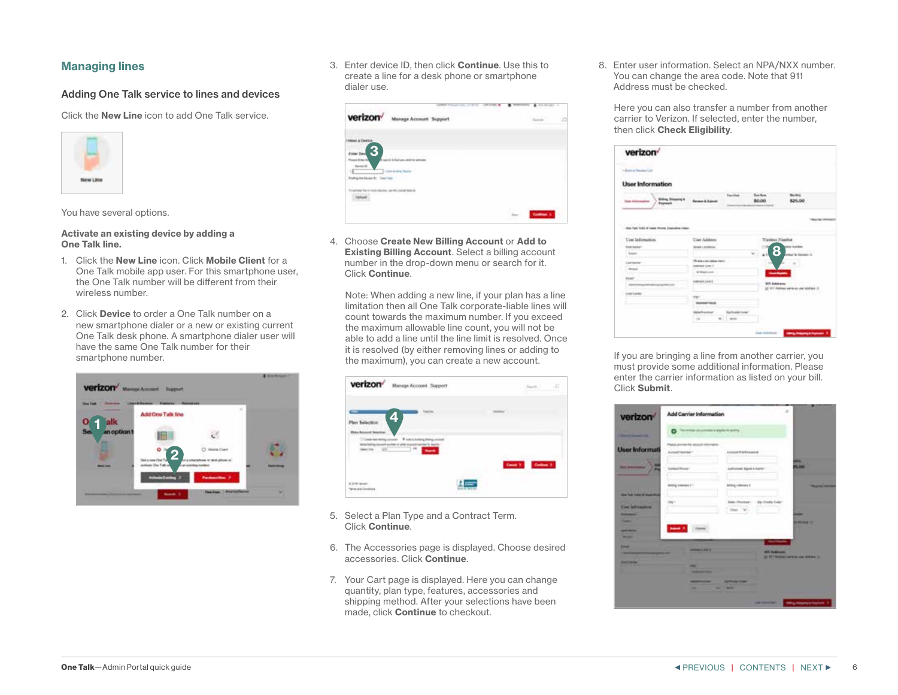## Managing lines

### Adding One Talk service to lines and devices

Click the **New Line** icon to add One Talk service.

You have several options.

**Activate an existing device by adding a One Talk line.**

1. Click the **New Line** icon. Click **Mobile Client** for a One Talk mobile app user. For this smartphone user, the One Talk number will be different from their wireless number.

2. Click **Device** to order a One Talk number on a new smartphone dialer or a new or existing current One Talk desk phone. A smartphone dialer user will have the same One Talk number for their smartphone number.

3. Enter device ID, then click **Continue**. Use this to create a line for a desk phone or smartphone dialer use.

4. Choose **Create New Billing Account** or **Add to Existing Billing Account**. Select a billing account number in the drop-down menu or search for it. Click **Continue**.

   Note: When adding a new line, if your plan has a line limitation then all One Talk corporate-liable lines will count towards the maximum number. If you exceed the maximum allowable line count, you will not be able to add a line until the line limit is resolved. Once it is resolved (by either removing lines or adding to the maximum), you can create a new account.

5. Select a Plan Type and a Contract Term. Click **Continue**.

6. The Accessories page is displayed. Choose desired accessories. Click **Continue**.

7. Your Cart page is displayed. Here you can change quantity, plan type, features, accessories and shipping method. After your selections have been made, click **Continue** to checkout.

8. Enter user information. Select an NPA/NXX number. You can change the area code. Note that 911 Address must be checked.

   Here you can also transfer a number from another carrier to Verizon. If selected, enter the number, then click **Check Eligibility**.

   If you are bringing a line from another carrier, you must provide some additional information. Please enter the carrier information as listed on your bill. Click **Submit**.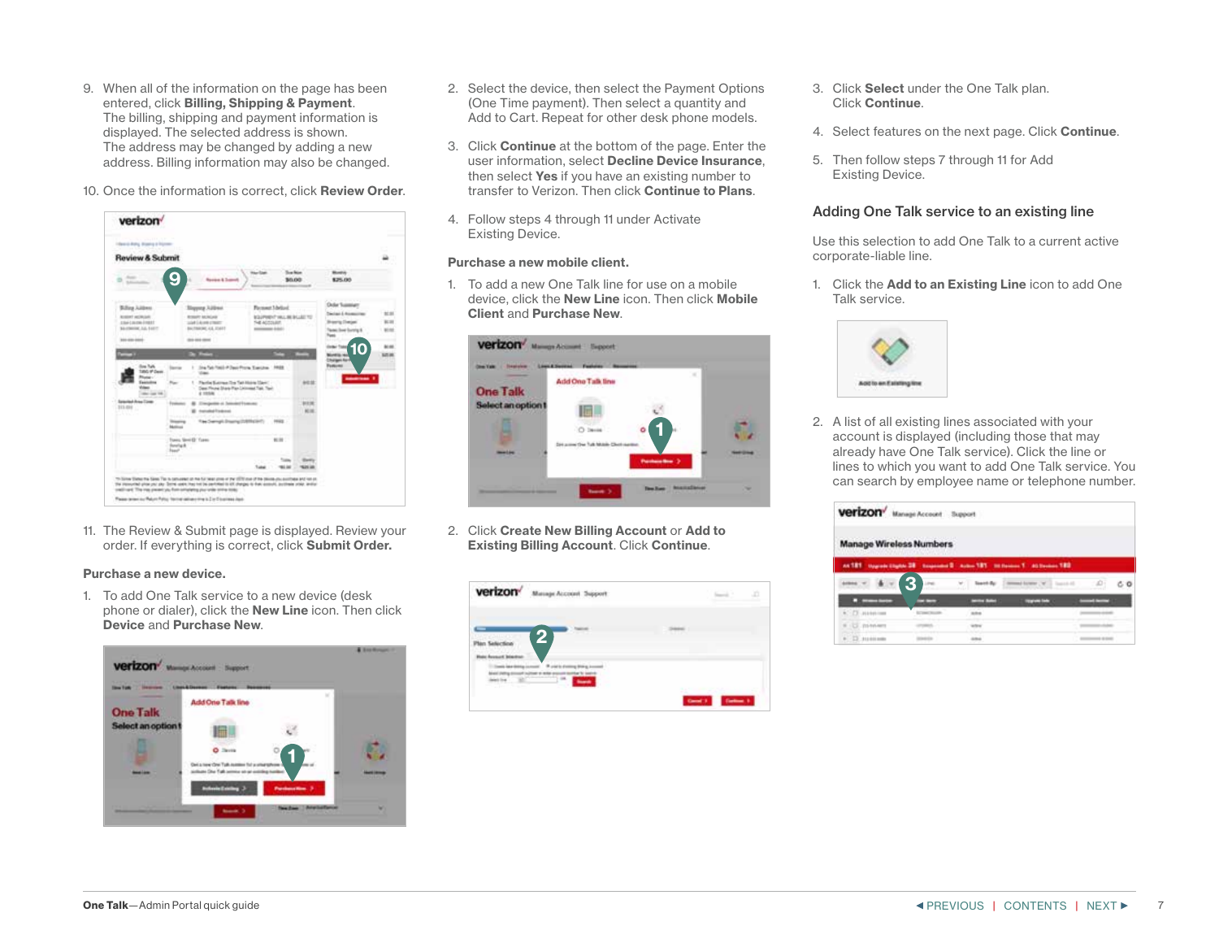9. When all of the information on the page has been entered, click **Billing, Shipping & Payment**. The billing, shipping and payment information is displayed. The selected address is shown. The address may be changed by adding a new address. Billing information may also be changed.

10. Once the information is correct, click **Review Order**.

11. The Review & Submit page is displayed. Review your order. If everything is correct, click **Submit Order.**

**Purchase a new device.**

1. To add One Talk service to a new device (desk phone or dialer), click the **New Line** icon. Then click **Device** and **Purchase New**.

2. Select the device, then select the Payment Options (One Time payment). Then select a quantity and Add to Cart. Repeat for other desk phone models.

3. Click **Continue** at the bottom of the page. Enter the user information, select **Decline Device Insurance**, then select **Yes** if you have an existing number to transfer to Verizon. Then click **Continue to Plans**.

4. Follow steps 4 through 11 under Activate Existing Device.

**Purchase a new mobile client.**

1. To add a new One Talk line for use on a mobile device, click the **New Line** icon. Then click **Mobile Client** and **Purchase New**.

2. Click **Create New Billing Account** or **Add to Existing Billing Account**. Click **Continue**.

3. Click **Select** under the One Talk plan. Click **Continue**.

4. Select features on the next page. Click **Continue**.

5. Then follow steps 7 through 11 for Add Existing Device.

## Adding One Talk service to an existing line

Use this selection to add One Talk to a current active corporate-liable line.

1. Click the **Add to an Existing Line** icon to add One Talk service.

2. A list of all existing lines associated with your account is displayed (including those that may already have One Talk service). Click the line or lines to which you want to add One Talk service. You can search by employee name or telephone number.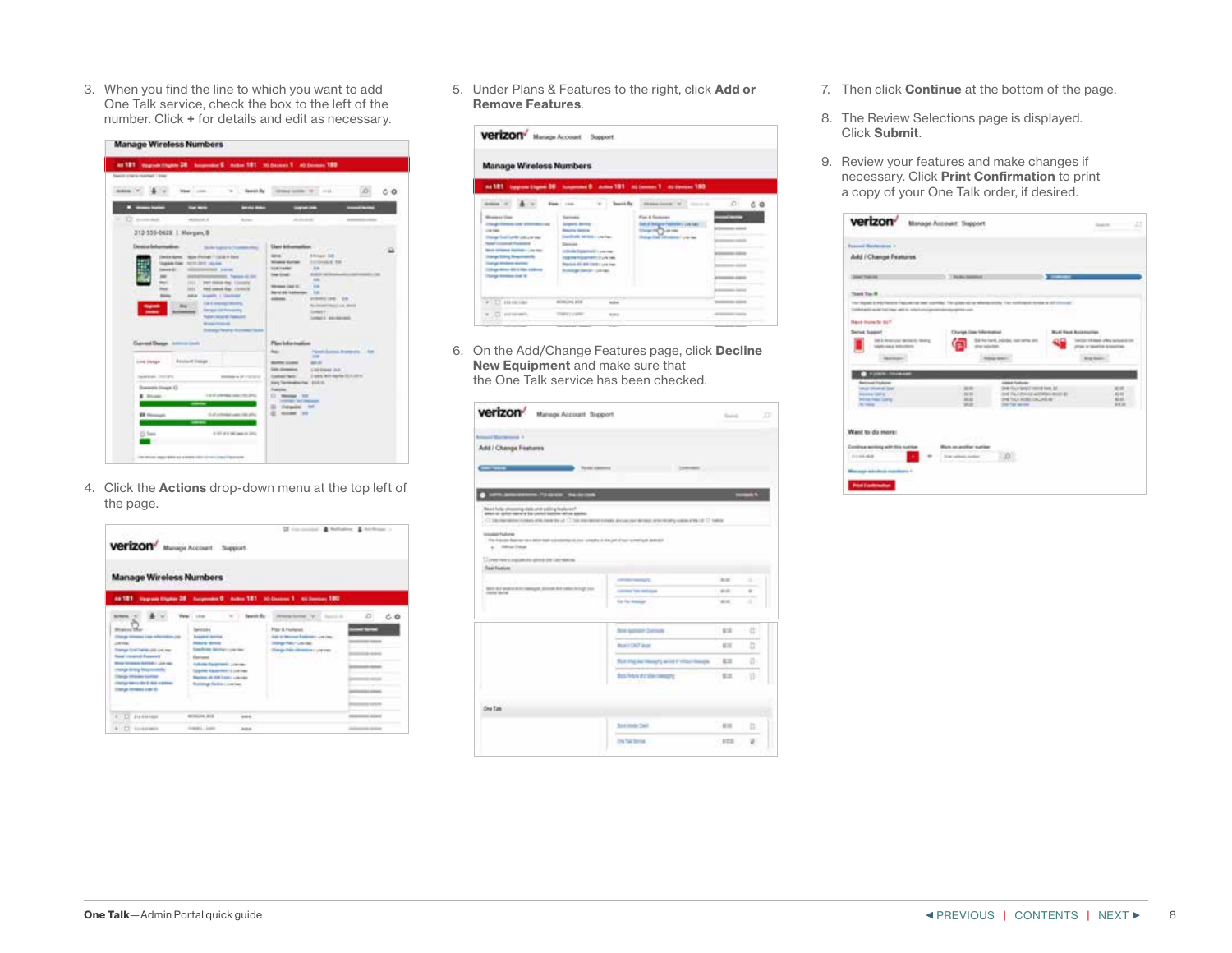3. When you find the line to which you want to add One Talk service, check the box to the left of the number. Click **+** for details and edit as necessary.

4. Click the **Actions** drop-down menu at the top left of the page.

5. Under Plans & Features to the right, click **Add or Remove Features**.

6. On the Add/Change Features page, click **Decline New Equipment** and make sure that the One Talk service has been checked.

7. Then click **Continue** at the bottom of the page.

8. The Review Selections page is displayed. Click **Submit**.

9. Review your features and make changes if necessary. Click **Print Confirmation** to print a copy of your One Talk order, if desired.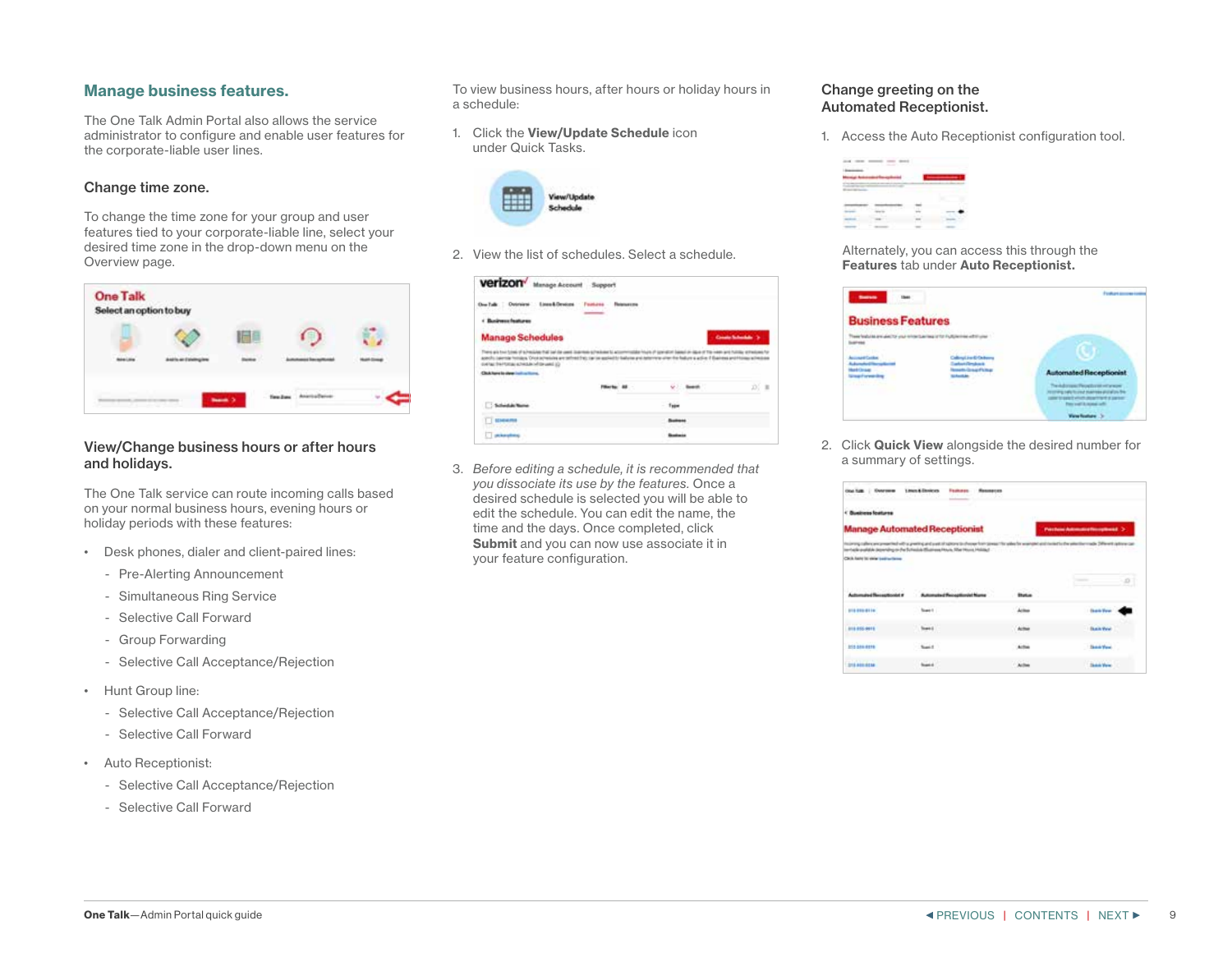## Manage business features.

The One Talk Admin Portal also allows the service administrator to configure and enable user features for the corporate-liable user lines.

### Change time zone.

To change the time zone for your group and user features tied to your corporate-liable line, select your desired time zone in the drop-down menu on the Overview page.

### View/Change business hours or after hours and holidays.

The One Talk service can route incoming calls based on your normal business hours, evening hours or holiday periods with these features:

- Desk phones, dialer and client-paired lines:
  - Pre-Alerting Announcement
  - Simultaneous Ring Service
  - Selective Call Forward
  - Group Forwarding
  - Selective Call Acceptance/Rejection
- Hunt Group line:
  - Selective Call Acceptance/Rejection
  - Selective Call Forward
- Auto Receptionist:
  - Selective Call Acceptance/Rejection
  - Selective Call Forward

To view business hours, after hours or holiday hours in a schedule:

1. Click the **View/Update Schedule** icon under Quick Tasks.
2. View the list of schedules. Select a schedule.
3. *Before editing a schedule, it is recommended that you dissociate its use by the features.* Once a desired schedule is selected you will be able to edit the schedule. You can edit the name, the time and the days. Once completed, click **Submit** and you can now use associate it in your feature configuration.

### Change greeting on the Automated Receptionist.

1. Access the Auto Receptionist configuration tool.

   Alternately, you can access this through the **Features** tab under **Auto Receptionist.**

2. Click **Quick View** alongside the desired number for a summary of settings.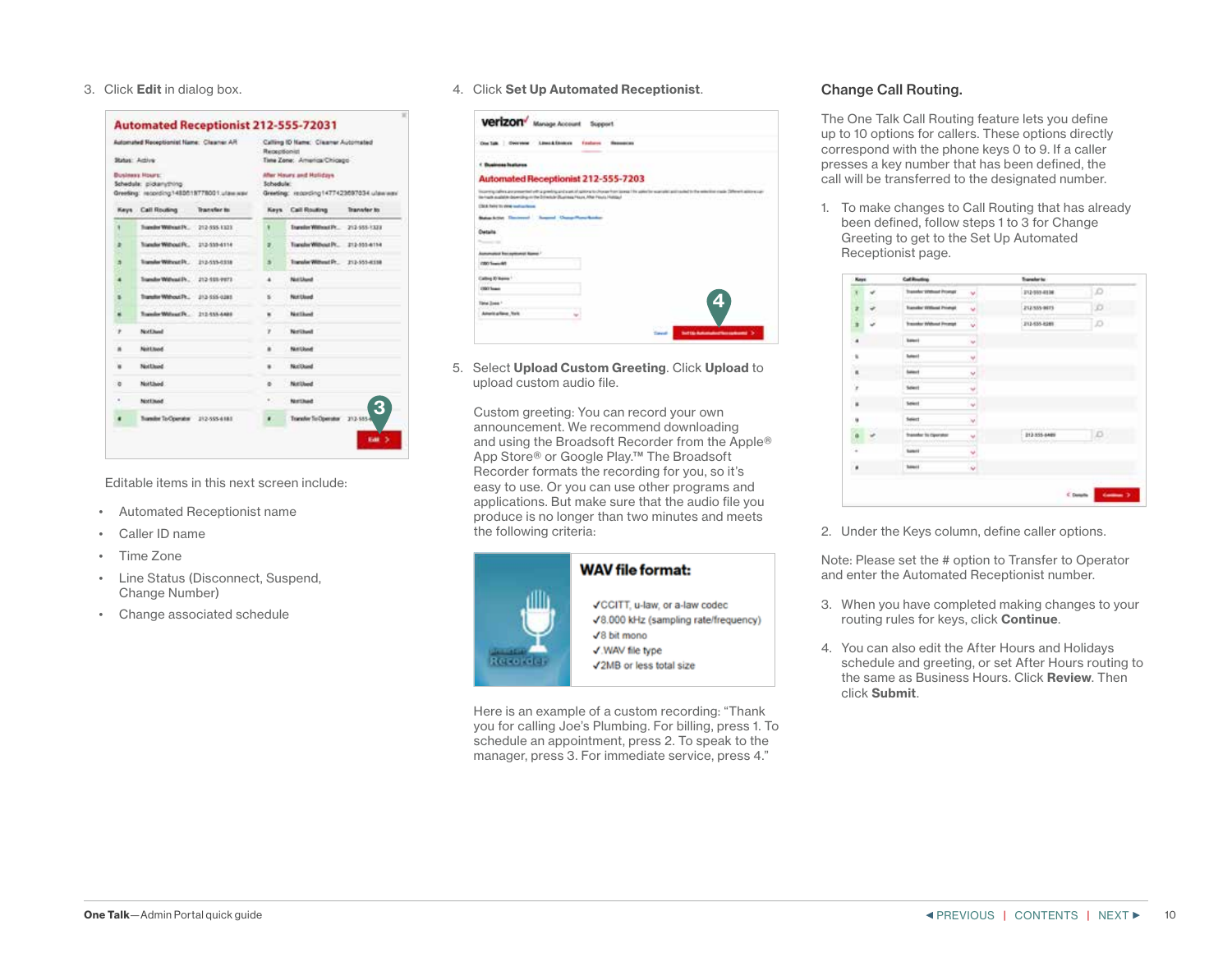3. Click **Edit** in dialog box.

Editable items in this next screen include:

- Automated Receptionist name
- Caller ID name
- Time Zone
- Line Status (Disconnect, Suspend, Change Number)
- Change associated schedule

4. Click **Set Up Automated Receptionist**.

5. Select **Upload Custom Greeting**. Click **Upload** to upload custom audio file.

 Custom greeting: You can record your own announcement. We recommend downloading and using the Broadsoft Recorder from the Apple® App Store® or Google Play.™ The Broadsoft Recorder formats the recording for you, so it's easy to use. Or you can use other programs and applications. But make sure that the audio file you produce is no longer than two minutes and meets the following criteria:

 **WAV file format:**

 - ✓CCITT, u-law, or a-law codec
 - ✓8.000 kHz (sampling rate/frequency)
 - ✓8 bit mono
 - ✓.WAV file type
 - ✓2MB or less total size

 Here is an example of a custom recording: "Thank you for calling Joe's Plumbing. For billing, press 1. To schedule an appointment, press 2. To speak to the manager, press 3. For immediate service, press 4."

## Change Call Routing.

The One Talk Call Routing feature lets you define up to 10 options for callers. These options directly correspond with the phone keys 0 to 9. If a caller presses a key number that has been defined, the call will be transferred to the designated number.

1. To make changes to Call Routing that has already been defined, follow steps 1 to 3 for Change Greeting to get to the Set Up Automated Receptionist page.

2. Under the Keys column, define caller options.

Note: Please set the # option to Transfer to Operator and enter the Automated Receptionist number.

3. When you have completed making changes to your routing rules for keys, click **Continue**.

4. You can also edit the After Hours and Holidays schedule and greeting, or set After Hours routing to the same as Business Hours. Click **Review**. Then click **Submit**.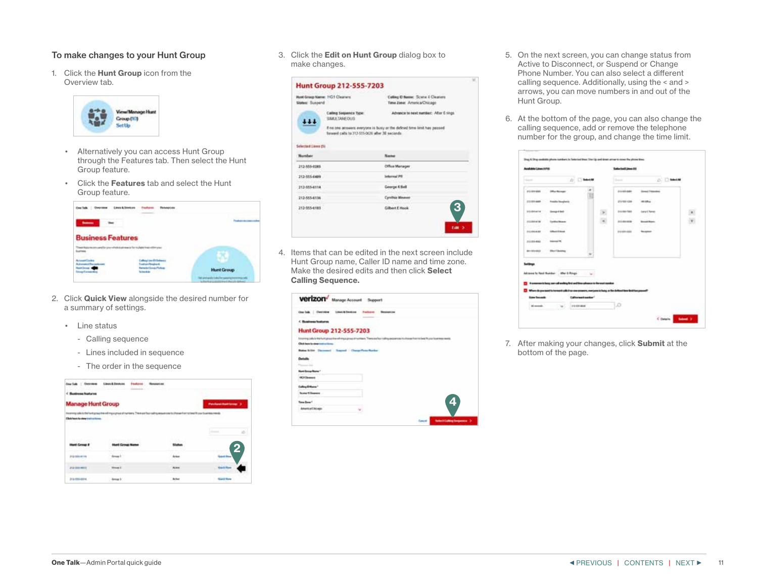## To make changes to your Hunt Group

1. Click the **Hunt Group** icon from the Overview tab.

   - Alternatively you can access Hunt Group through the Features tab. Then select the Hunt Group feature.
   - Click the **Features** tab and select the Hunt Group feature.

2. Click **Quick View** alongside the desired number for a summary of settings.

   - Line status
     - Calling sequence
     - Lines included in sequence
     - The order in the sequence

3. Click the **Edit on Hunt Group** dialog box to make changes.

4. Items that can be edited in the next screen include Hunt Group name, Caller ID name and time zone. Make the desired edits and then click **Select Calling Sequence.**

5. On the next screen, you can change status from Active to Disconnect, or Suspend or Change Phone Number. You can also select a different calling sequence. Additionally, using the < and > arrows, you can move numbers in and out of the Hunt Group.

6. At the bottom of the page, you can also change the calling sequence, add or remove the telephone number for the group, and change the time limit.

7. After making your changes, click **Submit** at the bottom of the page.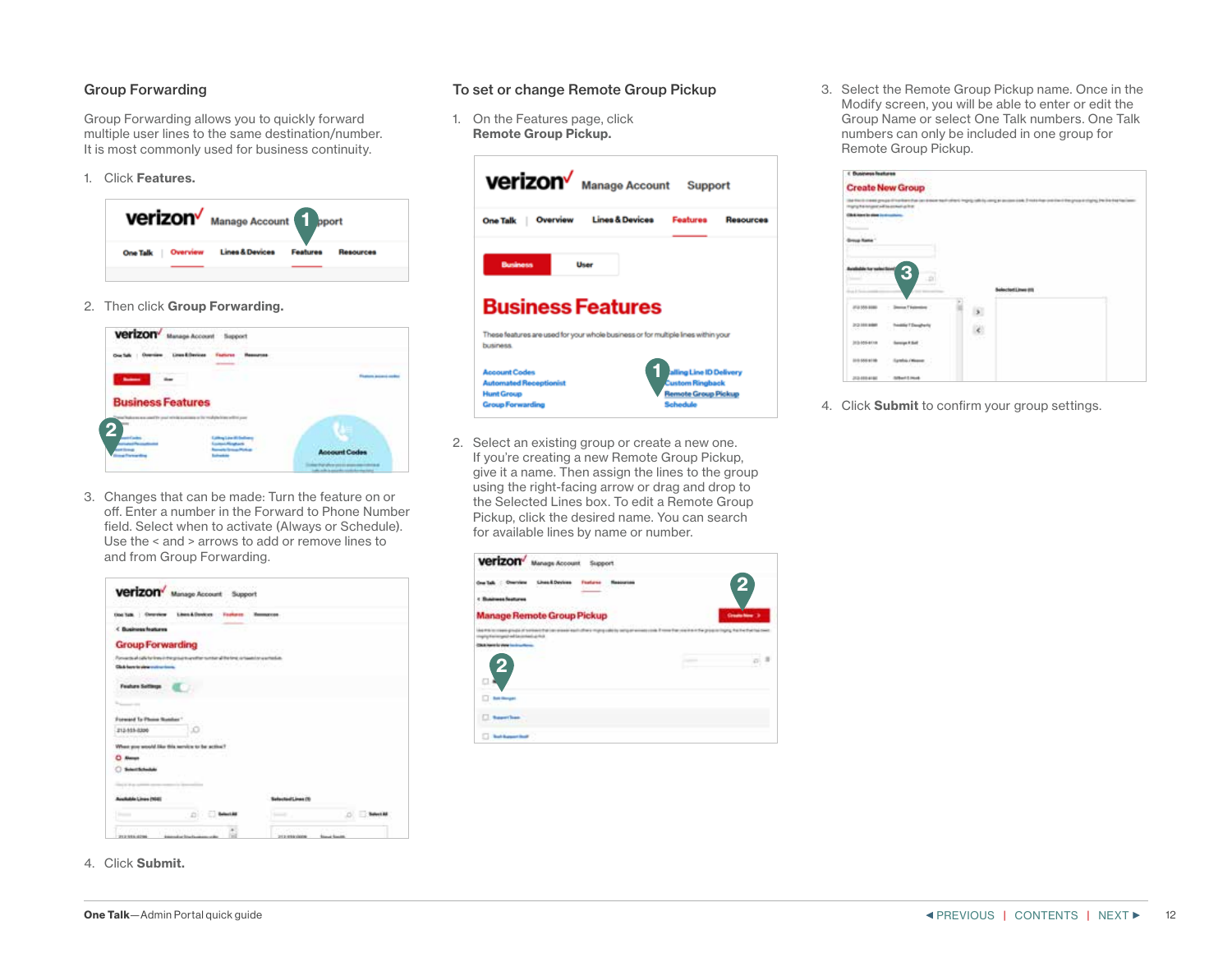## Group Forwarding

Group Forwarding allows you to quickly forward multiple user lines to the same destination/number. It is most commonly used for business continuity.

1. Click **Features.**

2. Then click **Group Forwarding.**

3. Changes that can be made: Turn the feature on or off. Enter a number in the Forward to Phone Number field. Select when to activate (Always or Schedule). Use the < and > arrows to add or remove lines to and from Group Forwarding.

4. Click **Submit.**

## To set or change Remote Group Pickup

1. On the Features page, click **Remote Group Pickup.**

2. Select an existing group or create a new one. If you're creating a new Remote Group Pickup, give it a name. Then assign the lines to the group using the right-facing arrow or drag and drop to the Selected Lines box. To edit a Remote Group Pickup, click the desired name. You can search for available lines by name or number.

3. Select the Remote Group Pickup name. Once in the Modify screen, you will be able to enter or edit the Group Name or select One Talk numbers. One Talk numbers can only be included in one group for Remote Group Pickup.

4. Click **Submit** to confirm your group settings.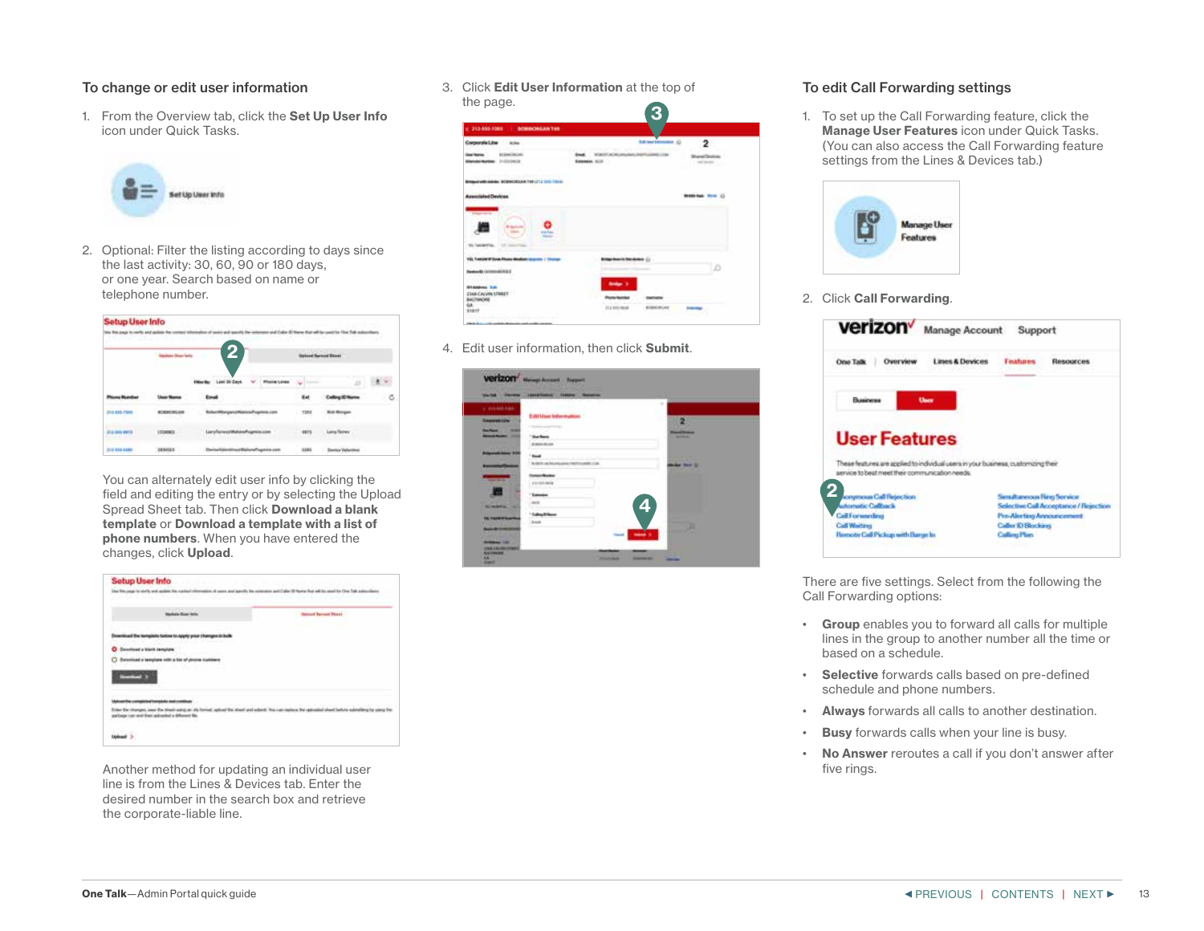## To change or edit user information

1. From the Overview tab, click the **Set Up User Info** icon under Quick Tasks.

2. Optional: Filter the listing according to days since the last activity: 30, 60, 90 or 180 days, or one year. Search based on name or telephone number.

   You can alternately edit user info by clicking the field and editing the entry or by selecting the Upload Spread Sheet tab. Then click **Download a blank template** or **Download a template with a list of phone numbers**. When you have entered the changes, click **Upload**.

   Another method for updating an individual user line is from the Lines & Devices tab. Enter the desired number in the search box and retrieve the corporate-liable line.

3. Click **Edit User Information** at the top of the page.

4. Edit user information, then click **Submit**.

## To edit Call Forwarding settings

1. To set up the Call Forwarding feature, click the **Manage User Features** icon under Quick Tasks. (You can also access the Call Forwarding feature settings from the Lines & Devices tab.)

2. Click **Call Forwarding**.

There are five settings. Select from the following the Call Forwarding options:

- **Group** enables you to forward all calls for multiple lines in the group to another number all the time or based on a schedule.
- **Selective** forwards calls based on pre-defined schedule and phone numbers.
- **Always** forwards all calls to another destination.
- **Busy** forwards calls when your line is busy.
- **No Answer** reroutes a call if you don't answer after five rings.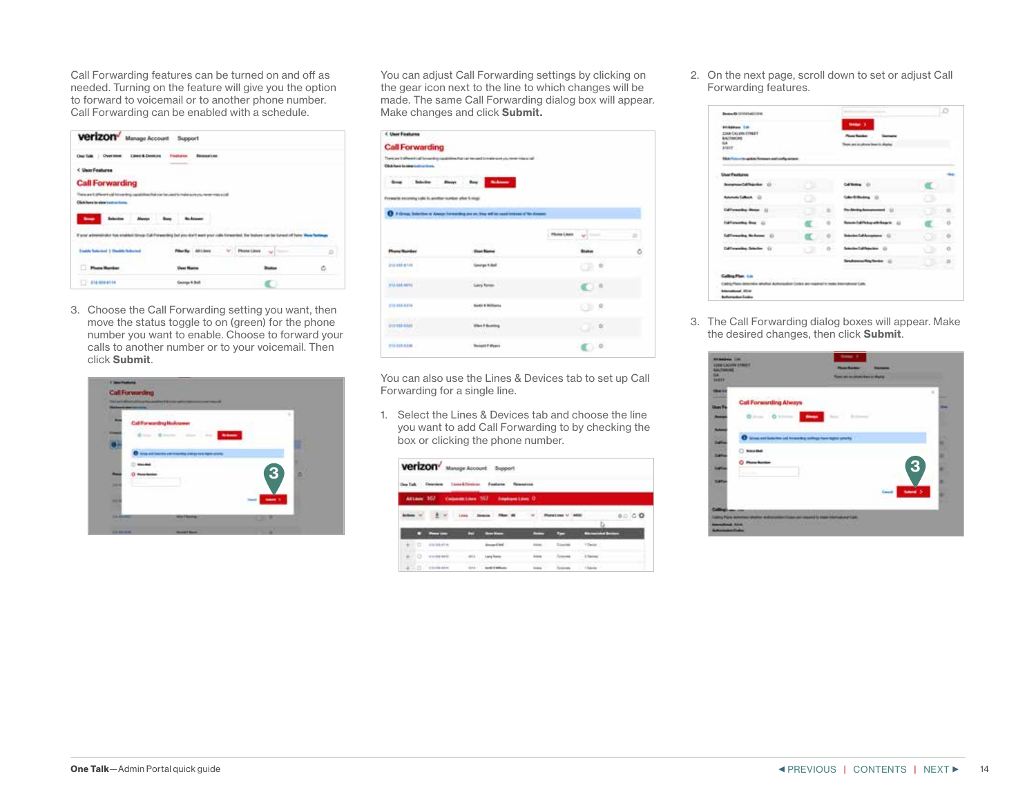Call Forwarding features can be turned on and off as needed. Turning on the feature will give you the option to forward to voicemail or to another phone number. Call Forwarding can be enabled with a schedule.

3. Choose the Call Forwarding setting you want, then move the status toggle to on (green) for the phone number you want to enable. Choose to forward your calls to another number or to your voicemail. Then click **Submit**.

You can adjust Call Forwarding settings by clicking on the gear icon next to the line to which changes will be made. The same Call Forwarding dialog box will appear. Make changes and click **Submit.**

You can also use the Lines & Devices tab to set up Call Forwarding for a single line.

1. Select the Lines & Devices tab and choose the line you want to add Call Forwarding to by checking the box or clicking the phone number.

2. On the next page, scroll down to set or adjust Call Forwarding features.

3. The Call Forwarding dialog boxes will appear. Make the desired changes, then click **Submit**.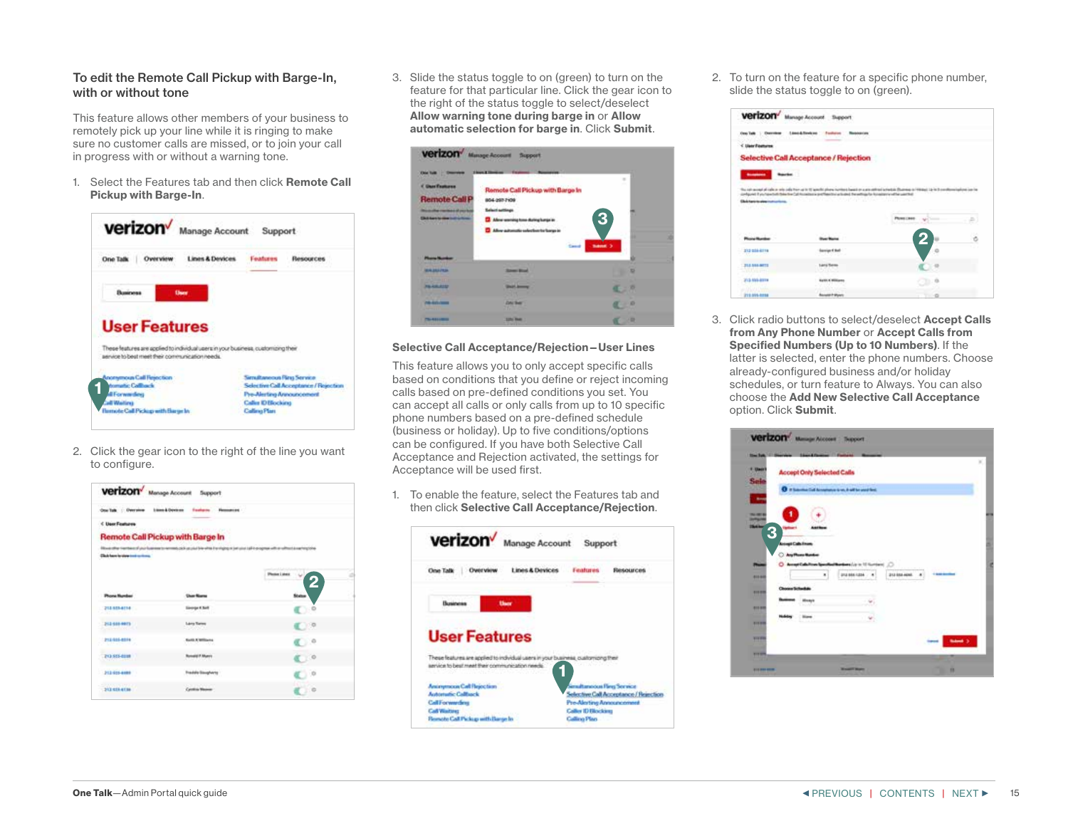### To edit the Remote Call Pickup with Barge-In, with or without tone

This feature allows other members of your business to remotely pick up your line while it is ringing to make sure no customer calls are missed, or to join your call in progress with or without a warning tone.

1. Select the Features tab and then click **Remote Call Pickup with Barge-In**.
2. Click the gear icon to the right of the line you want to configure.
3. Slide the status toggle to on (green) to turn on the feature for that particular line. Click the gear icon to the right of the status toggle to select/deselect **Allow warning tone during barge in** or **Allow automatic selection for barge in**. Click **Submit**.

### Selective Call Acceptance/Rejection—User Lines

This feature allows you to only accept specific calls based on conditions that you define or reject incoming calls based on pre-defined conditions you set. You can accept all calls or only calls from up to 10 specific phone numbers based on a pre-defined schedule (business or holiday). Up to five conditions/options can be configured. If you have both Selective Call Acceptance and Rejection activated, the settings for Acceptance will be used first.

1. To enable the feature, select the Features tab and then click **Selective Call Acceptance/Rejection**.
2. To turn on the feature for a specific phone number, slide the status toggle to on (green).
3. Click radio buttons to select/deselect **Accept Calls from Any Phone Number** or **Accept Calls from Specified Numbers (Up to 10 Numbers)**. If the latter is selected, enter the phone numbers. Choose already-configured business and/or holiday schedules, or turn feature to Always. You can also choose the **Add New Selective Call Acceptance** option. Click **Submit**.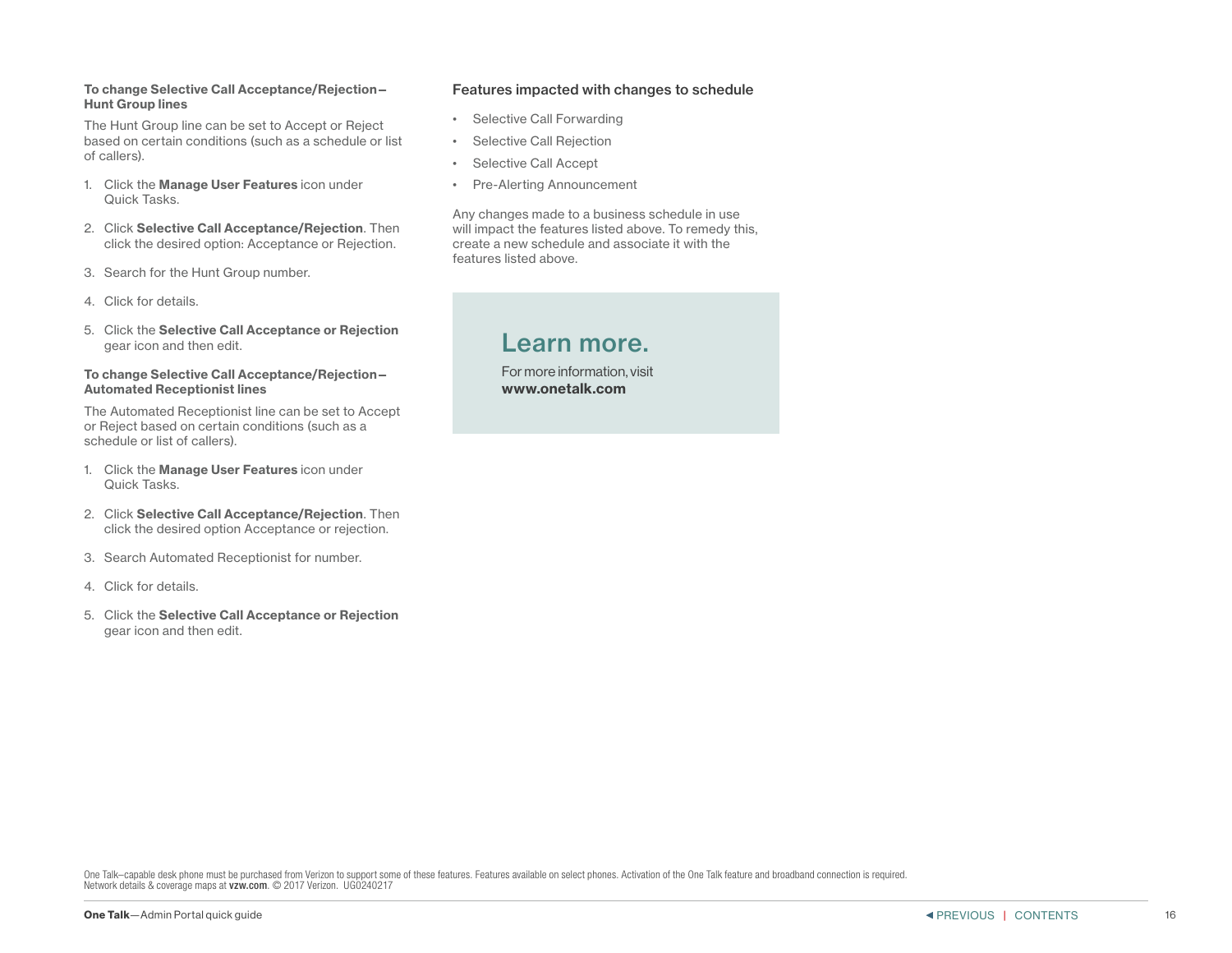**To change Selective Call Acceptance/Rejection–Hunt Group lines**

The Hunt Group line can be set to Accept or Reject based on certain conditions (such as a schedule or list of callers).

1. Click the **Manage User Features** icon under Quick Tasks.
2. Click **Selective Call Acceptance/Rejection**. Then click the desired option: Acceptance or Rejection.
3. Search for the Hunt Group number.
4. Click for details.
5. Click the **Selective Call Acceptance or Rejection** gear icon and then edit.

**To change Selective Call Acceptance/Rejection–Automated Receptionist lines**

The Automated Receptionist line can be set to Accept or Reject based on certain conditions (such as a schedule or list of callers).

1. Click the **Manage User Features** icon under Quick Tasks.
2. Click **Selective Call Acceptance/Rejection**. Then click the desired option Acceptance or rejection.
3. Search Automated Receptionist for number.
4. Click for details.
5. Click the **Selective Call Acceptance or Rejection** gear icon and then edit.

### Features impacted with changes to schedule

- Selective Call Forwarding
- Selective Call Rejection
- Selective Call Accept
- Pre-Alerting Announcement

Any changes made to a business schedule in use will impact the features listed above. To remedy this, create a new schedule and associate it with the features listed above.

## Learn more.

For more information, visit **www.onetalk.com**

One Talk–capable desk phone must be purchased from Verizon to support some of these features. Features available on select phones. Activation of the One Talk feature and broadband connection is required. Network details & coverage maps at **vzw.com**. © 2017 Verizon. UG0240217